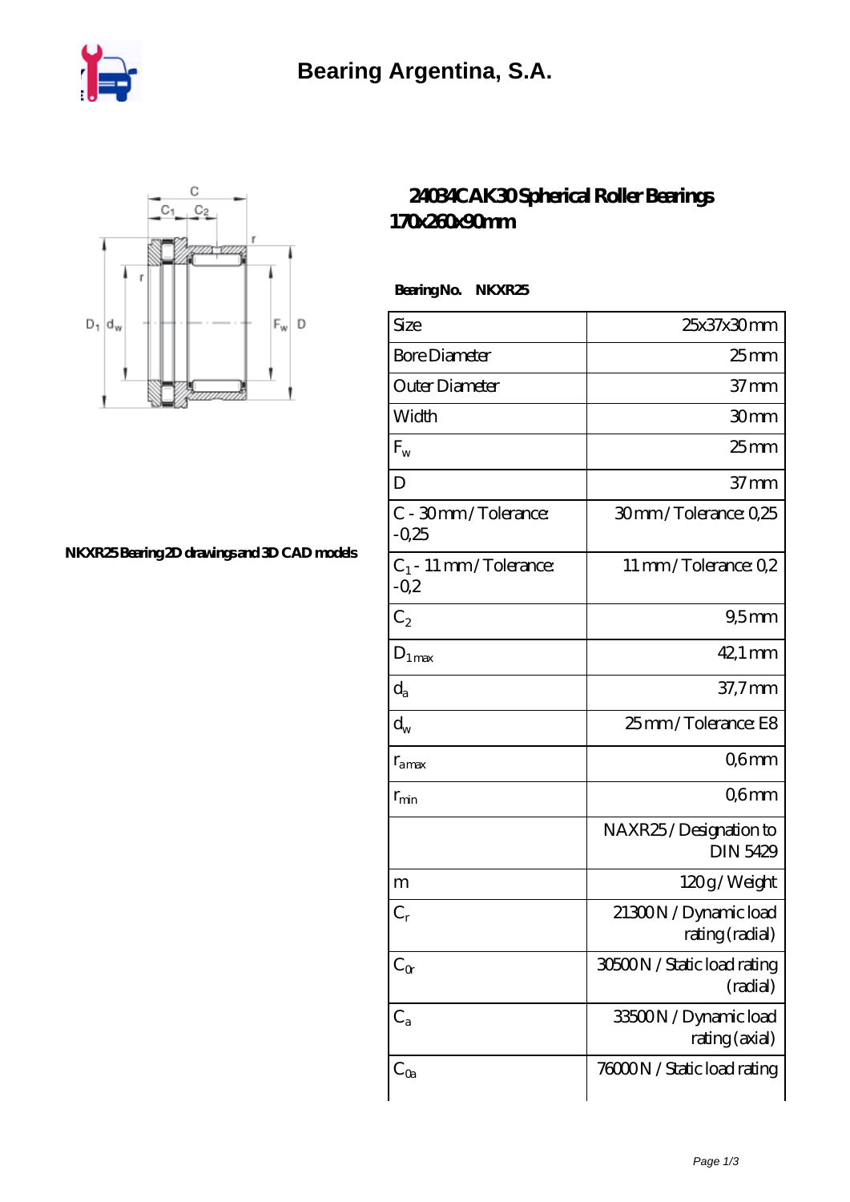Bearing Argentina, S.A.

# 24034CAK30 Spherical Roller Bearings 170x260x90mm

NKXR25 Bearing 2D drawings and 3D CAD models

**Bearing No. NKXR25**

| | |
|---|---|
| Size | 25x37x30 mm |
| Bore Diameter | 25 mm |
| Outer Diameter | 37 mm |
| Width | 30 mm |
| $F_w$ | 25 mm |
| D | 37 mm |
| C - 30 mm / Tolerance: -0,25 | 30 mm / Tolerance: 0,25 |
| $C_1$ - 11 mm / Tolerance: -0,2 | 11 mm / Tolerance: 0,2 |
| $C_2$ | 9,5 mm |
| $D_{1max}$ | 42,1 mm |
| $d_a$ | 37,7 mm |
| $d_w$ | 25 mm / Tolerance: E8 |
| $r_{amax}$ | 0,6 mm |
| $r_{min}$ | 0,6 mm |
| | NAXR25 / Designation to DIN 5429 |
| m | 120 g / Weight |
| $C_r$ | 21300 N / Dynamic load rating (radial) |
| $C_{0r}$ | 30500 N / Static load rating (radial) |
| $C_a$ | 33500 N / Dynamic load rating (axial) |
| $C_{0a}$ | 76000 N / Static load rating |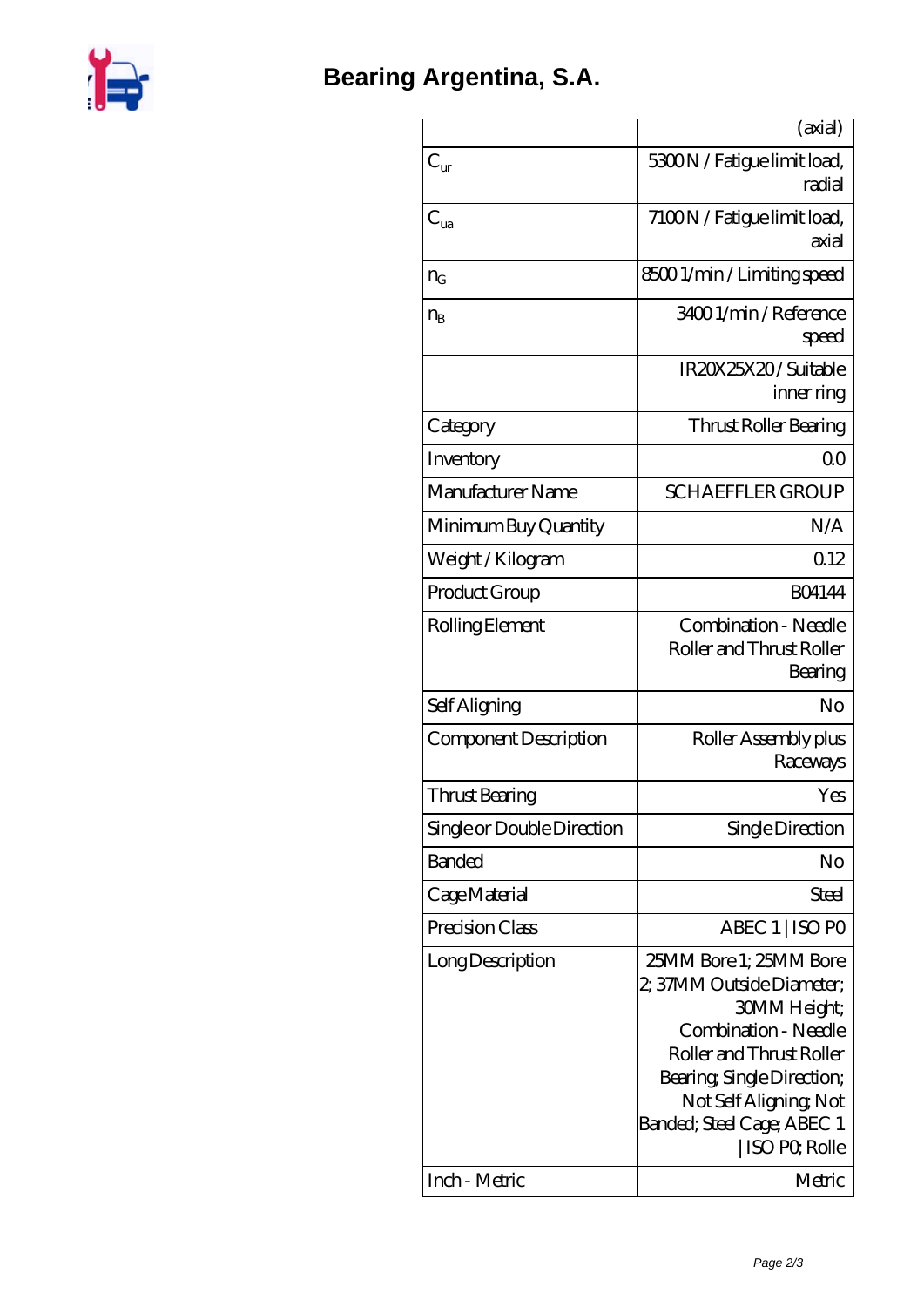# Bearing Argentina, S.A.

| | |
|---|---|
| | (axial) |
| $C_{ur}$ | 5300 N / Fatigue limit load, radial |
| $C_{ua}$ | 7100 N / Fatigue limit load, axial |
| $n_G$ | 8500 1/min / Limiting speed |
| $n_B$ | 3400 1/min / Reference speed |
| | IR20X25X20 / Suitable inner ring |
| Category | Thrust Roller Bearing |
| Inventory | 0.0 |
| Manufacturer Name | SCHAEFFLER GROUP |
| Minimum Buy Quantity | N/A |
| Weight / Kilogram | 0.12 |
| Product Group | B04144 |
| Rolling Element | Combination - Needle Roller and Thrust Roller Bearing |
| Self Aligning | No |
| Component Description | Roller Assembly plus Raceways |
| Thrust Bearing | Yes |
| Single or Double Direction | Single Direction |
| Banded | No |
| Cage Material | Steel |
| Precision Class | ABEC 1 \| ISO P0 |
| Long Description | 25MM Bore 1; 25MM Bore 2; 37MM Outside Diameter; 30MM Height; Combination - Needle Roller and Thrust Roller Bearing; Single Direction; Not Self Aligning; Not Banded; Steel Cage; ABEC 1 \| ISO P0; Rolle |
| Inch - Metric | Metric |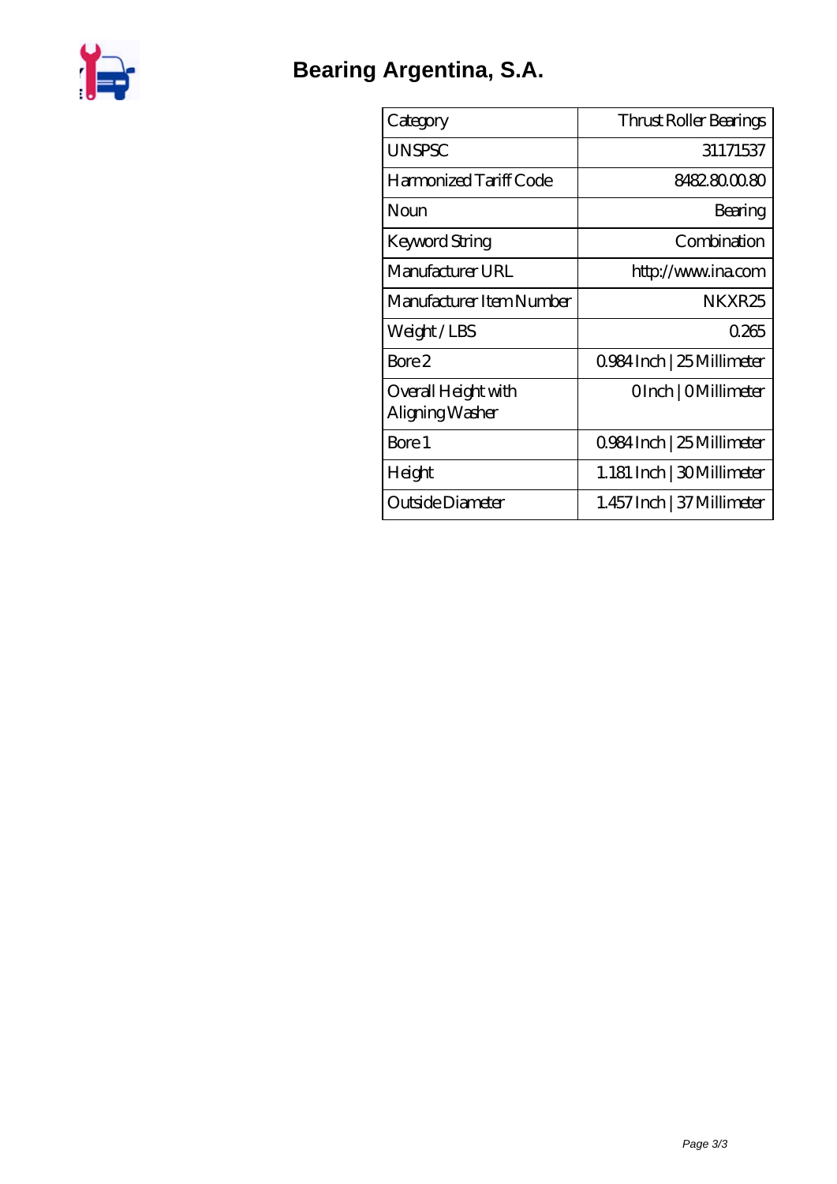# Bearing Argentina, S.A.

| | |
|---|---|
| Category | Thrust Roller Bearings |
| UNSPSC | 31171537 |
| Harmonized Tariff Code | 8482.80.00.80 |
| Noun | Bearing |
| Keyword String | Combination |
| Manufacturer URL | http://www.ina.com |
| Manufacturer Item Number | NKXR25 |
| Weight / LBS | 0.265 |
| Bore 2 | 0.984 Inch \| 25 Millimeter |
| Overall Height with Aligning Washer | 0 Inch \| 0 Millimeter |
| Bore 1 | 0.984 Inch \| 25 Millimeter |
| Height | 1.181 Inch \| 30 Millimeter |
| Outside Diameter | 1.457 Inch \| 37 Millimeter |